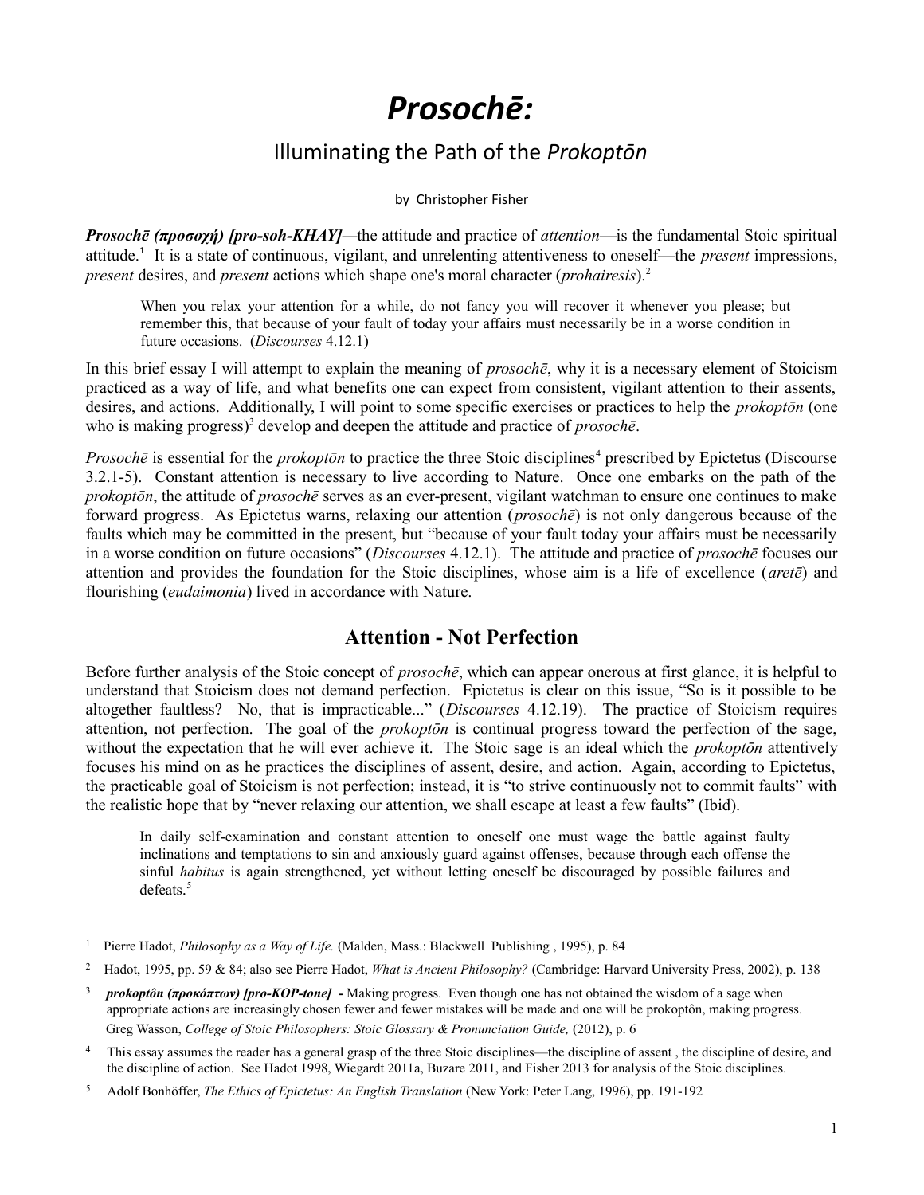# *Prosochē:*

## Illuminating the Path of the *Prokoptōn*

by Christopher Fisher

***Prosochē* (προσοχή) *[pro-soh-KHAY]***—the attitude and practice of *attention*—is the fundamental Stoic spiritual attitude.[1] It is a state of continuous, vigilant, and unrelenting attentiveness to oneself—the *present* impressions, *present* desires, and *present* actions which shape one's moral character (*prohairesis*).[2]

> When you relax your attention for a while, do not fancy you will recover it whenever you please; but remember this, that because of your fault of today your affairs must necessarily be in a worse condition in future occasions. (*Discourses* 4.12.1)

In this brief essay I will attempt to explain the meaning of *prosochē*, why it is a necessary element of Stoicism practiced as a way of life, and what benefits one can expect from consistent, vigilant attention to their assents, desires, and actions. Additionally, I will point to some specific exercises or practices to help the *prokoptōn* (one who is making progress)[3] develop and deepen the attitude and practice of *prosochē*.

*Prosochē* is essential for the *prokoptōn* to practice the three Stoic disciplines[4] prescribed by Epictetus (Discourse 3.2.1-5). Constant attention is necessary to live according to Nature. Once one embarks on the path of the *prokoptōn*, the attitude of *prosochē* serves as an ever-present, vigilant watchman to ensure one continues to make forward progress. As Epictetus warns, relaxing our attention (*prosochē*) is not only dangerous because of the faults which may be committed in the present, but "because of your fault today your affairs must be necessarily in a worse condition on future occasions" (*Discourses* 4.12.1). The attitude and practice of *prosochē* focuses our attention and provides the foundation for the Stoic disciplines, whose aim is a life of excellence (*aretē*) and flourishing (*eudaimonia*) lived in accordance with Nature.

## Attention - Not Perfection

Before further analysis of the Stoic concept of *prosochē*, which can appear onerous at first glance, it is helpful to understand that Stoicism does not demand perfection. Epictetus is clear on this issue, "So is it possible to be altogether faultless? No, that is impracticable..." (*Discourses* 4.12.19). The practice of Stoicism requires attention, not perfection. The goal of the *prokoptōn* is continual progress toward the perfection of the sage, without the expectation that he will ever achieve it. The Stoic sage is an ideal which the *prokoptōn* attentively focuses his mind on as he practices the disciplines of assent, desire, and action. Again, according to Epictetus, the practicable goal of Stoicism is not perfection; instead, it is "to strive continuously not to commit faults" with the realistic hope that by "never relaxing our attention, we shall escape at least a few faults" (Ibid).

> In daily self-examination and constant attention to oneself one must wage the battle against faulty inclinations and temptations to sin and anxiously guard against offenses, because through each offense the sinful *habitus* is again strengthened, yet without letting oneself be discouraged by possible failures and defeats.[5]

---

[1] Pierre Hadot, *Philosophy as a Way of Life.* (Malden, Mass.: Blackwell Publishing , 1995), p. 84

[2] Hadot, 1995, pp. 59 & 84; also see Pierre Hadot, *What is Ancient Philosophy?* (Cambridge: Harvard University Press, 2002), p. 138

[3] ***prokoptôn* (προκόπτων) *[pro-KOP-tone]* -** Making progress. Even though one has not obtained the wisdom of a sage when appropriate actions are increasingly chosen fewer and fewer mistakes will be made and one will be prokoptôn, making progress. Greg Wasson, *College of Stoic Philosophers: Stoic Glossary & Pronunciation Guide,* (2012), p. 6

[4] This essay assumes the reader has a general grasp of the three Stoic disciplines—the discipline of assent , the discipline of desire, and the discipline of action. See Hadot 1998, Wiegardt 2011a, Buzare 2011, and Fisher 2013 for analysis of the Stoic disciplines.

[5] Adolf Bonhöffer, *The Ethics of Epictetus: An English Translation* (New York: Peter Lang, 1996), pp. 191-192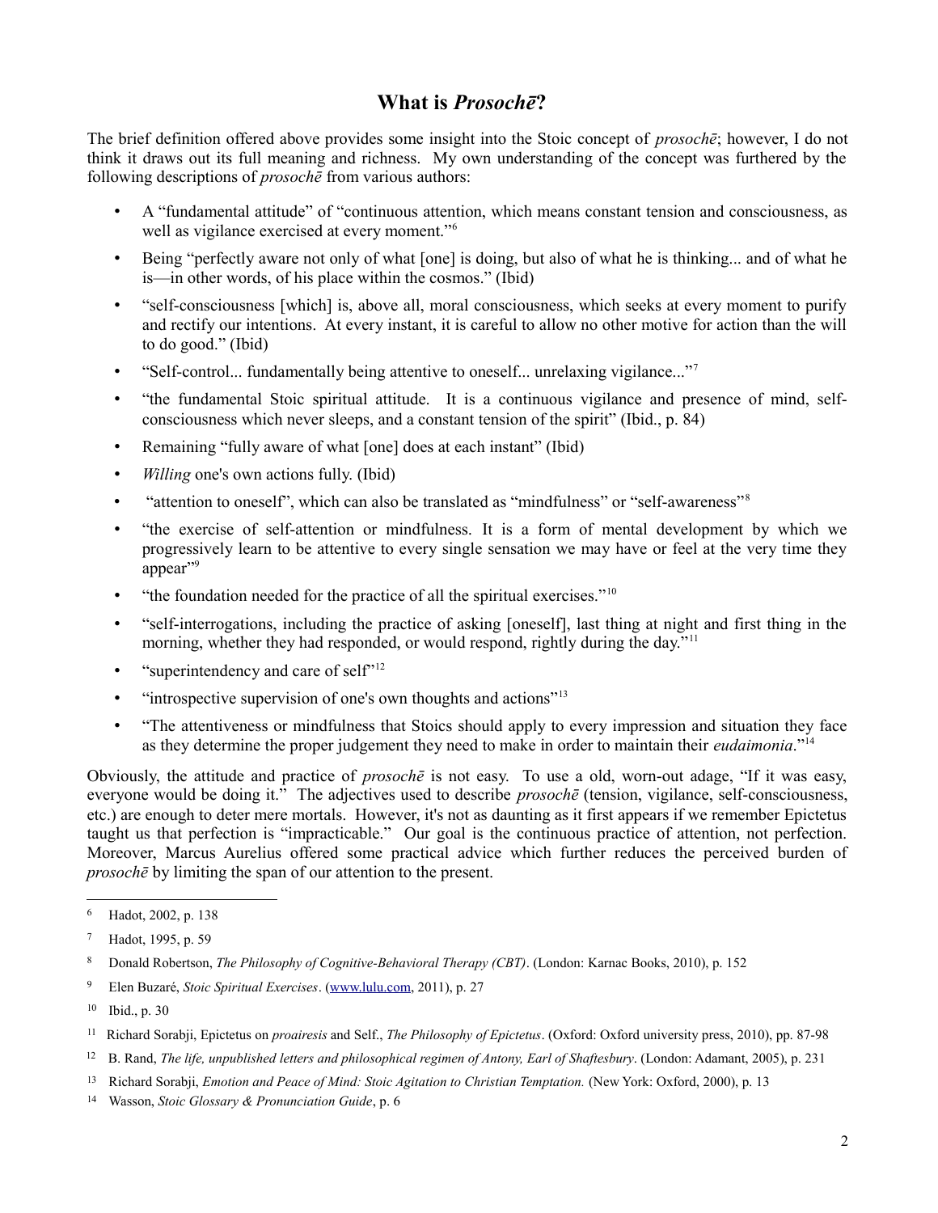## What is *Prosochē*?

The brief definition offered above provides some insight into the Stoic concept of *prosochē*; however, I do not think it draws out its full meaning and richness. My own understanding of the concept was furthered by the following descriptions of *prosochē* from various authors:

- A "fundamental attitude" of "continuous attention, which means constant tension and consciousness, as well as vigilance exercised at every moment."[6]
- Being "perfectly aware not only of what [one] is doing, but also of what he is thinking... and of what he is—in other words, of his place within the cosmos." (Ibid)
- "self-consciousness [which] is, above all, moral consciousness, which seeks at every moment to purify and rectify our intentions. At every instant, it is careful to allow no other motive for action than the will to do good." (Ibid)
- "Self-control... fundamentally being attentive to oneself... unrelaxing vigilance..."[7]
- "the fundamental Stoic spiritual attitude. It is a continuous vigilance and presence of mind, self-consciousness which never sleeps, and a constant tension of the spirit" (Ibid., p. 84)
- Remaining "fully aware of what [one] does at each instant" (Ibid)
- *Willing* one's own actions fully. (Ibid)
- "attention to oneself", which can also be translated as "mindfulness" or "self-awareness"[8]
- "the exercise of self-attention or mindfulness. It is a form of mental development by which we progressively learn to be attentive to every single sensation we may have or feel at the very time they appear"[9]
- "the foundation needed for the practice of all the spiritual exercises."[10]
- "self-interrogations, including the practice of asking [oneself], last thing at night and first thing in the morning, whether they had responded, or would respond, rightly during the day."[11]
- "superintendency and care of self"[12]
- "introspective supervision of one's own thoughts and actions"[13]
- "The attentiveness or mindfulness that Stoics should apply to every impression and situation they face as they determine the proper judgement they need to make in order to maintain their *eudaimonia*."[14]

Obviously, the attitude and practice of *prosochē* is not easy. To use a old, worn-out adage, "If it was easy, everyone would be doing it." The adjectives used to describe *prosochē* (tension, vigilance, self-consciousness, etc.) are enough to deter mere mortals. However, it's not as daunting as it first appears if we remember Epictetus taught us that perfection is "impracticable." Our goal is the continuous practice of attention, not perfection. Moreover, Marcus Aurelius offered some practical advice which further reduces the perceived burden of *prosochē* by limiting the span of our attention to the present.

---

6 Hadot, 2002, p. 138

7 Hadot, 1995, p. 59

8 Donald Robertson, *The Philosophy of Cognitive-Behavioral Therapy (CBT)*. (London: Karnac Books, 2010), p. 152

9 Elen Buzaré, *Stoic Spiritual Exercises*. (www.lulu.com, 2011), p. 27

10 Ibid., p. 30

11 Richard Sorabji, Epictetus on *proairesis* and Self., *The Philosophy of Epictetus*. (Oxford: Oxford university press, 2010), pp. 87-98

12 B. Rand, *The life, unpublished letters and philosophical regimen of Antony, Earl of Shaftesbury*. (London: Adamant, 2005), p. 231

13 Richard Sorabji, *Emotion and Peace of Mind: Stoic Agitation to Christian Temptation.* (New York: Oxford, 2000), p. 13

14 Wasson, *Stoic Glossary & Pronunciation Guide*, p. 6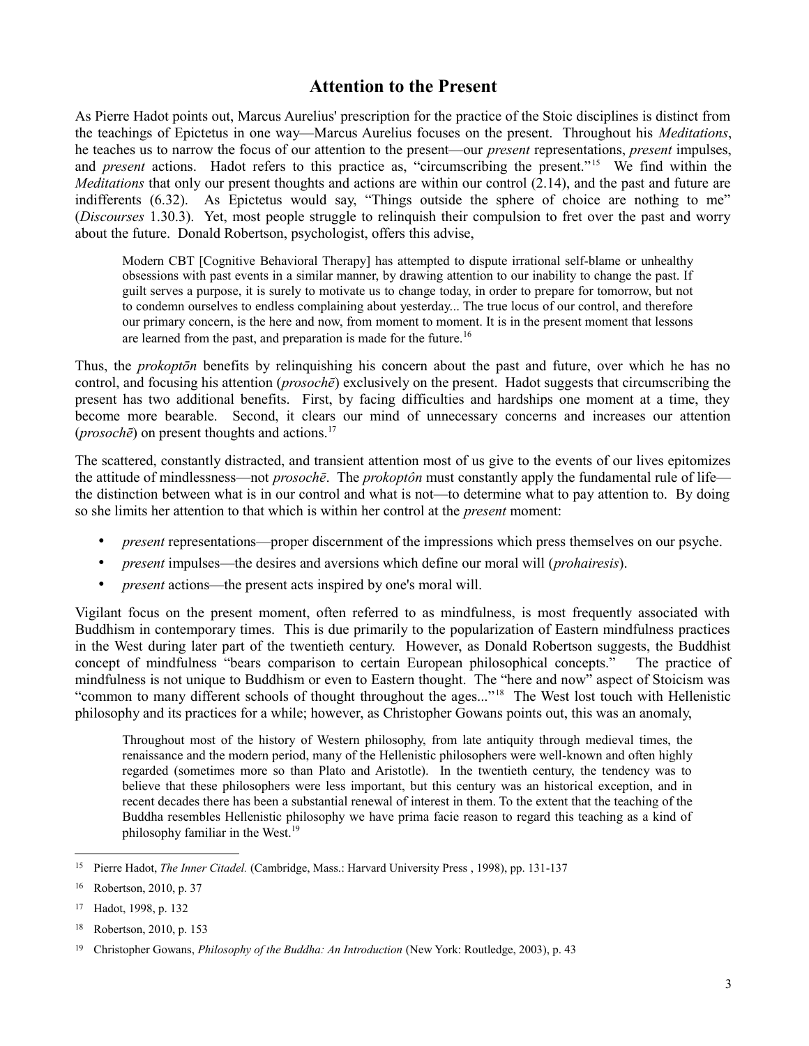## Attention to the Present

As Pierre Hadot points out, Marcus Aurelius' prescription for the practice of the Stoic disciplines is distinct from the teachings of Epictetus in one way—Marcus Aurelius focuses on the present. Throughout his *Meditations*, he teaches us to narrow the focus of our attention to the present—our *present* representations, *present* impulses, and *present* actions. Hadot refers to this practice as, "circumscribing the present."[15] We find within the *Meditations* that only our present thoughts and actions are within our control (2.14), and the past and future are indifferents (6.32). As Epictetus would say, "Things outside the sphere of choice are nothing to me" (*Discourses* 1.30.3). Yet, most people struggle to relinquish their compulsion to fret over the past and worry about the future. Donald Robertson, psychologist, offers this advise,

> Modern CBT [Cognitive Behavioral Therapy] has attempted to dispute irrational self-blame or unhealthy obsessions with past events in a similar manner, by drawing attention to our inability to change the past. If guilt serves a purpose, it is surely to motivate us to change today, in order to prepare for tomorrow, but not to condemn ourselves to endless complaining about yesterday... The true locus of our control, and therefore our primary concern, is the here and now, from moment to moment. It is in the present moment that lessons are learned from the past, and preparation is made for the future.[16]

Thus, the *prokoptōn* benefits by relinquishing his concern about the past and future, over which he has no control, and focusing his attention (*prosochē*) exclusively on the present. Hadot suggests that circumscribing the present has two additional benefits. First, by facing difficulties and hardships one moment at a time, they become more bearable. Second, it clears our mind of unnecessary concerns and increases our attention (*prosochē*) on present thoughts and actions.[17]

The scattered, constantly distracted, and transient attention most of us give to the events of our lives epitomizes the attitude of mindlessness—not *prosochē*. The *prokoptôn* must constantly apply the fundamental rule of life—the distinction between what is in our control and what is not—to determine what to pay attention to. By doing so she limits her attention to that which is within her control at the *present* moment:

- *present* representations—proper discernment of the impressions which press themselves on our psyche.
- *present* impulses—the desires and aversions which define our moral will (*prohairesis*).
- *present* actions—the present acts inspired by one's moral will.

Vigilant focus on the present moment, often referred to as mindfulness, is most frequently associated with Buddhism in contemporary times. This is due primarily to the popularization of Eastern mindfulness practices in the West during later part of the twentieth century. However, as Donald Robertson suggests, the Buddhist concept of mindfulness "bears comparison to certain European philosophical concepts." The practice of mindfulness is not unique to Buddhism or even to Eastern thought. The "here and now" aspect of Stoicism was "common to many different schools of thought throughout the ages..."[18] The West lost touch with Hellenistic philosophy and its practices for a while; however, as Christopher Gowans points out, this was an anomaly,

> Throughout most of the history of Western philosophy, from late antiquity through medieval times, the renaissance and the modern period, many of the Hellenistic philosophers were well-known and often highly regarded (sometimes more so than Plato and Aristotle). In the twentieth century, the tendency was to believe that these philosophers were less important, but this century was an historical exception, and in recent decades there has been a substantial renewal of interest in them. To the extent that the teaching of the Buddha resembles Hellenistic philosophy we have prima facie reason to regard this teaching as a kind of philosophy familiar in the West.[19]

---

[15] Pierre Hadot, *The Inner Citadel.* (Cambridge, Mass.: Harvard University Press , 1998), pp. 131-137

[16] Robertson, 2010, p. 37

[17] Hadot, 1998, p. 132

[18] Robertson, 2010, p. 153

[19] Christopher Gowans, *Philosophy of the Buddha: An Introduction* (New York: Routledge, 2003), p. 43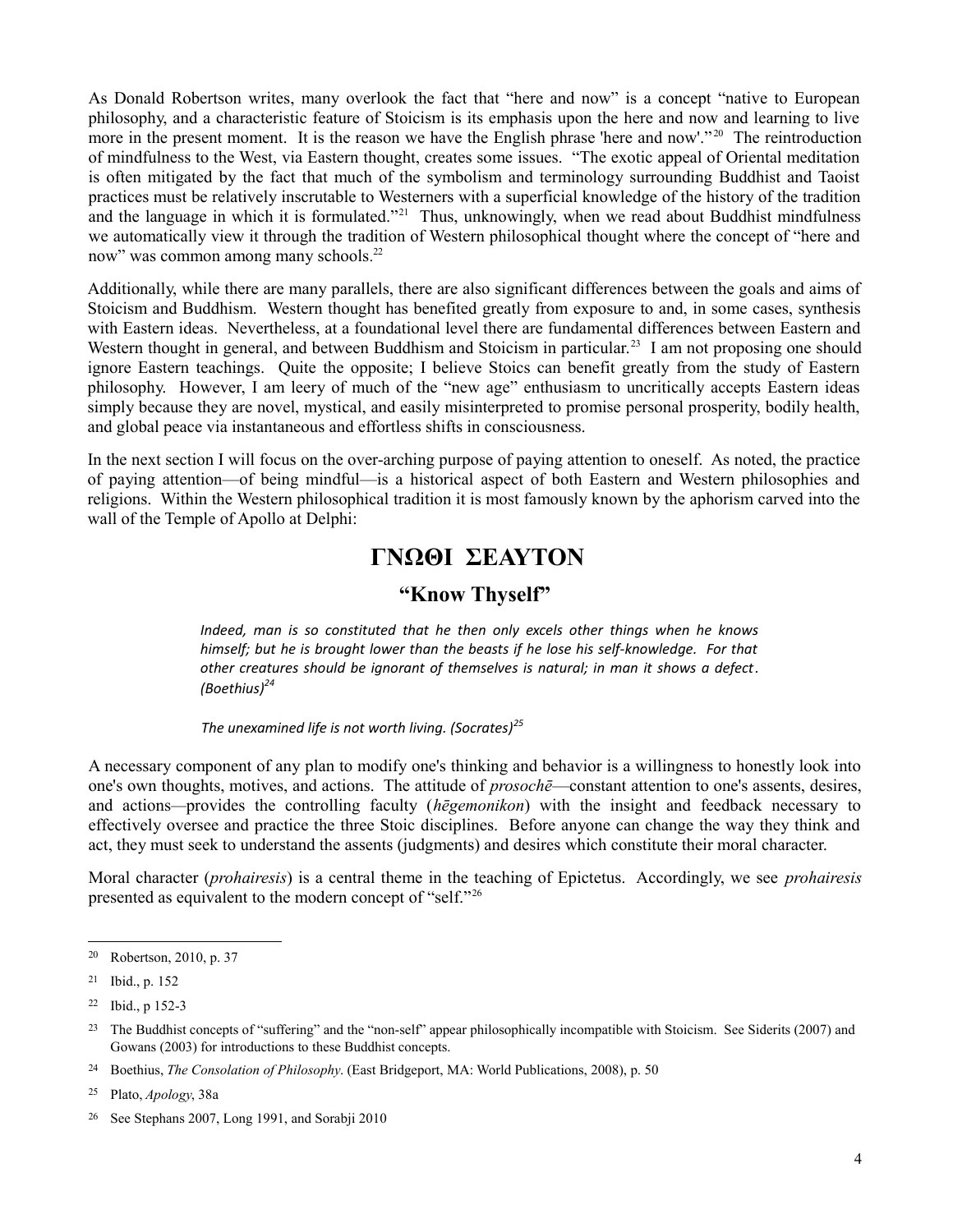As Donald Robertson writes, many overlook the fact that "here and now" is a concept "native to European philosophy, and a characteristic feature of Stoicism is its emphasis upon the here and now and learning to live more in the present moment. It is the reason we have the English phrase 'here and now'."[20] The reintroduction of mindfulness to the West, via Eastern thought, creates some issues. "The exotic appeal of Oriental meditation is often mitigated by the fact that much of the symbolism and terminology surrounding Buddhist and Taoist practices must be relatively inscrutable to Westerners with a superficial knowledge of the history of the tradition and the language in which it is formulated."[21] Thus, unknowingly, when we read about Buddhist mindfulness we automatically view it through the tradition of Western philosophical thought where the concept of "here and now" was common among many schools.[22]

Additionally, while there are many parallels, there are also significant differences between the goals and aims of Stoicism and Buddhism. Western thought has benefited greatly from exposure to and, in some cases, synthesis with Eastern ideas. Nevertheless, at a foundational level there are fundamental differences between Eastern and Western thought in general, and between Buddhism and Stoicism in particular.[23] I am not proposing one should ignore Eastern teachings. Quite the opposite; I believe Stoics can benefit greatly from the study of Eastern philosophy. However, I am leery of much of the "new age" enthusiasm to uncritically accepts Eastern ideas simply because they are novel, mystical, and easily misinterpreted to promise personal prosperity, bodily health, and global peace via instantaneous and effortless shifts in consciousness.

In the next section I will focus on the over-arching purpose of paying attention to oneself. As noted, the practice of paying attention—of being mindful—is a historical aspect of both Eastern and Western philosophies and religions. Within the Western philosophical tradition it is most famously known by the aphorism carved into the wall of the Temple of Apollo at Delphi:

## ΓΝΩΘΙ ΣΕΑΥΤΟΝ

### "Know Thyself"

> *Indeed, man is so constituted that he then only excels other things when he knows himself; but he is brought lower than the beasts if he lose his self-knowledge. For that other creatures should be ignorant of themselves is natural; in man it shows a defect. (Boethius)*[24]
>
> *The unexamined life is not worth living. (Socrates)*[25]

A necessary component of any plan to modify one's thinking and behavior is a willingness to honestly look into one's own thoughts, motives, and actions. The attitude of *prosochē*—constant attention to one's assents, desires, and actions—provides the controlling faculty (*hēgemonikon*) with the insight and feedback necessary to effectively oversee and practice the three Stoic disciplines. Before anyone can change the way they think and act, they must seek to understand the assents (judgments) and desires which constitute their moral character.

Moral character (*prohairesis*) is a central theme in the teaching of Epictetus. Accordingly, we see *prohairesis* presented as equivalent to the modern concept of "self."[26]

---

[20] Robertson, 2010, p. 37

[21] Ibid., p. 152

[22] Ibid., p 152-3

[23] The Buddhist concepts of "suffering" and the "non-self" appear philosophically incompatible with Stoicism. See Siderits (2007) and Gowans (2003) for introductions to these Buddhist concepts.

[24] Boethius, *The Consolation of Philosophy*. (East Bridgeport, MA: World Publications, 2008), p. 50

[25] Plato, *Apology*, 38a

[26] See Stephans 2007, Long 1991, and Sorabji 2010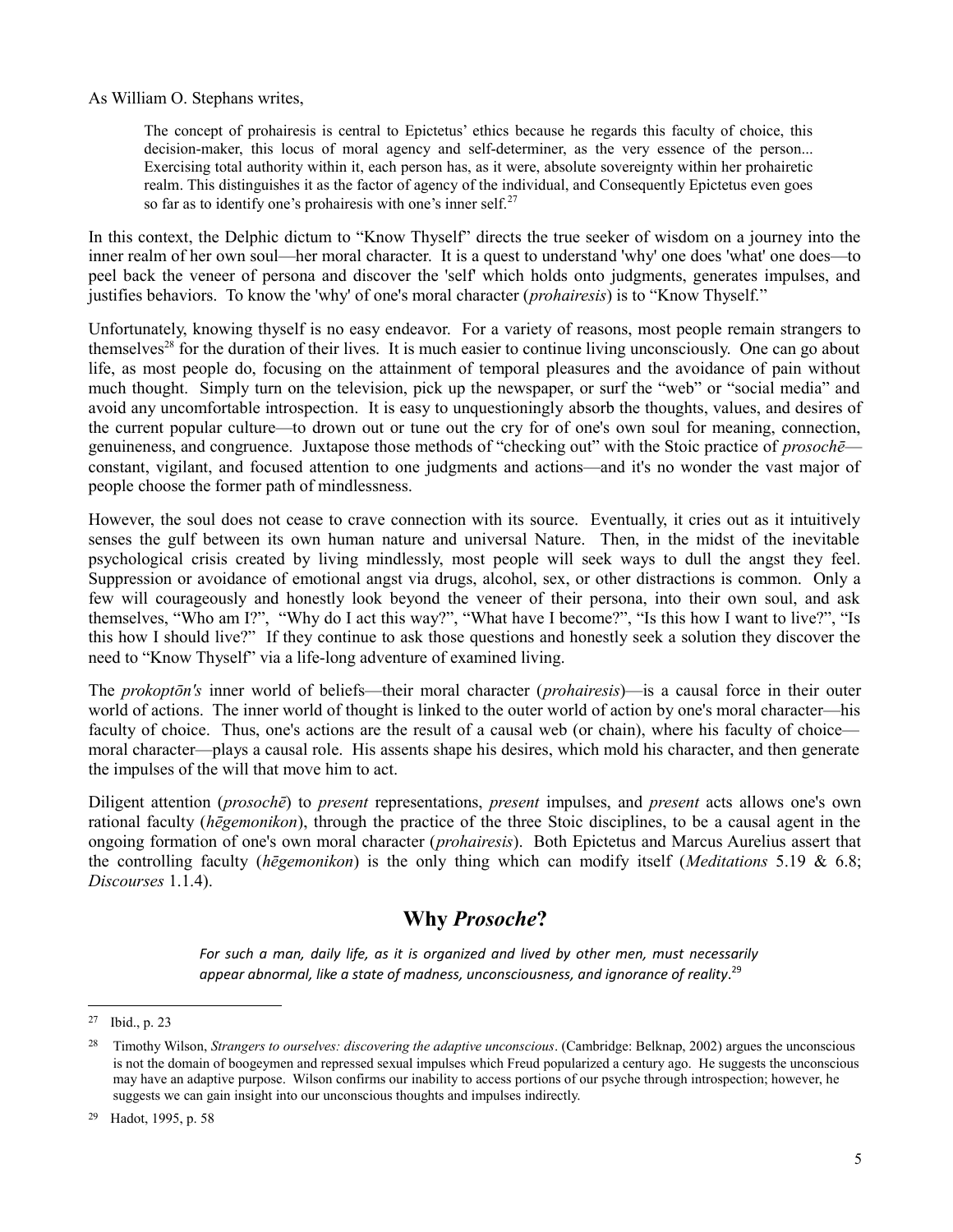As William O. Stephans writes,

> The concept of prohairesis is central to Epictetus' ethics because he regards this faculty of choice, this decision-maker, this locus of moral agency and self-determiner, as the very essence of the person... Exercising total authority within it, each person has, as it were, absolute sovereignty within her prohairetic realm. This distinguishes it as the factor of agency of the individual, and Consequently Epictetus even goes so far as to identify one's prohairesis with one's inner self.[27]

In this context, the Delphic dictum to "Know Thyself" directs the true seeker of wisdom on a journey into the inner realm of her own soul—her moral character. It is a quest to understand 'why' one does 'what' one does—to peel back the veneer of persona and discover the 'self' which holds onto judgments, generates impulses, and justifies behaviors. To know the 'why' of one's moral character (*prohairesis*) is to "Know Thyself."

Unfortunately, knowing thyself is no easy endeavor. For a variety of reasons, most people remain strangers to themselves[28] for the duration of their lives. It is much easier to continue living unconsciously. One can go about life, as most people do, focusing on the attainment of temporal pleasures and the avoidance of pain without much thought. Simply turn on the television, pick up the newspaper, or surf the "web" or "social media" and avoid any uncomfortable introspection. It is easy to unquestioningly absorb the thoughts, values, and desires of the current popular culture—to drown out or tune out the cry for of one's own soul for meaning, connection, genuineness, and congruence. Juxtapose those methods of "checking out" with the Stoic practice of *prosochē*—constant, vigilant, and focused attention to one judgments and actions—and it's no wonder the vast major of people choose the former path of mindlessness.

However, the soul does not cease to crave connection with its source. Eventually, it cries out as it intuitively senses the gulf between its own human nature and universal Nature. Then, in the midst of the inevitable psychological crisis created by living mindlessly, most people will seek ways to dull the angst they feel. Suppression or avoidance of emotional angst via drugs, alcohol, sex, or other distractions is common. Only a few will courageously and honestly look beyond the veneer of their persona, into their own soul, and ask themselves, "Who am I?", "Why do I act this way?", "What have I become?", "Is this how I want to live?", "Is this how I should live?" If they continue to ask those questions and honestly seek a solution they discover the need to "Know Thyself" via a life-long adventure of examined living.

The *prokoptōn's* inner world of beliefs—their moral character (*prohairesis*)—is a causal force in their outer world of actions. The inner world of thought is linked to the outer world of action by one's moral character—his faculty of choice. Thus, one's actions are the result of a causal web (or chain), where his faculty of choice—moral character—plays a causal role. His assents shape his desires, which mold his character, and then generate the impulses of the will that move him to act.

Diligent attention (*prosochē*) to *present* representations, *present* impulses, and *present* acts allows one's own rational faculty (*hēgemonikon*), through the practice of the three Stoic disciplines, to be a causal agent in the ongoing formation of one's own moral character (*prohairesis*). Both Epictetus and Marcus Aurelius assert that the controlling faculty (*hēgemonikon*) is the only thing which can modify itself (*Meditations* 5.19 & 6.8; *Discourses* 1.1.4).

## Why *Prosoche*?

> *For such a man, daily life, as it is organized and lived by other men, must necessarily appear abnormal, like a state of madness, unconsciousness, and ignorance of reality.*[29]

---

[27] Ibid., p. 23

[28] Timothy Wilson, *Strangers to ourselves: discovering the adaptive unconscious*. (Cambridge: Belknap, 2002) argues the unconscious is not the domain of boogeymen and repressed sexual impulses which Freud popularized a century ago. He suggests the unconscious may have an adaptive purpose. Wilson confirms our inability to access portions of our psyche through introspection; however, he suggests we can gain insight into our unconscious thoughts and impulses indirectly.

[29] Hadot, 1995, p. 58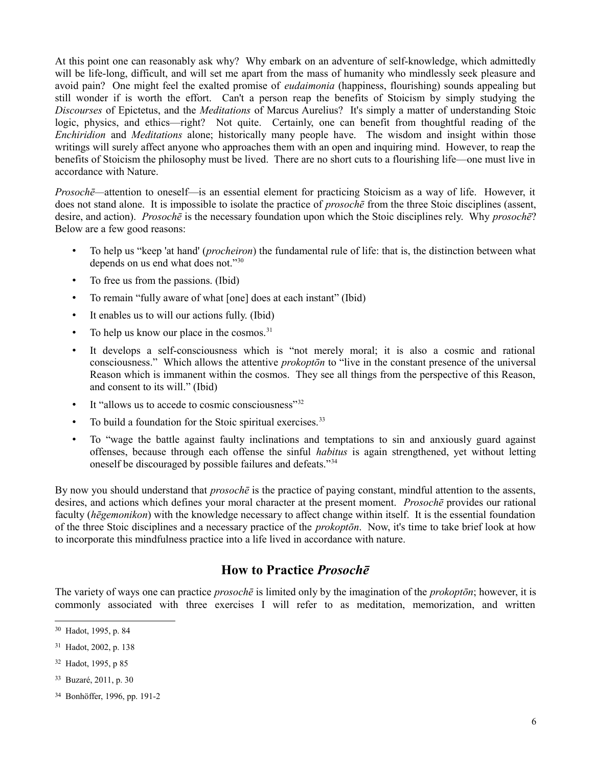At this point one can reasonably ask why? Why embark on an adventure of self-knowledge, which admittedly will be life-long, difficult, and will set me apart from the mass of humanity who mindlessly seek pleasure and avoid pain? One might feel the exalted promise of *eudaimonia* (happiness, flourishing) sounds appealing but still wonder if is worth the effort. Can't a person reap the benefits of Stoicism by simply studying the *Discourses* of Epictetus, and the *Meditations* of Marcus Aurelius? It's simply a matter of understanding Stoic logic, physics, and ethics—right? Not quite. Certainly, one can benefit from thoughtful reading of the *Enchiridion* and *Meditations* alone; historically many people have. The wisdom and insight within those writings will surely affect anyone who approaches them with an open and inquiring mind. However, to reap the benefits of Stoicism the philosophy must be lived. There are no short cuts to a flourishing life—one must live in accordance with Nature.

*Prosochē*—attention to oneself—is an essential element for practicing Stoicism as a way of life. However, it does not stand alone. It is impossible to isolate the practice of *prosochē* from the three Stoic disciplines (assent, desire, and action). *Prosochē* is the necessary foundation upon which the Stoic disciplines rely. Why *prosochē*? Below are a few good reasons:

- To help us "keep 'at hand' (*procheiron*) the fundamental rule of life: that is, the distinction between what depends on us end what does not."[30]
- To free us from the passions. (Ibid)
- To remain "fully aware of what [one] does at each instant" (Ibid)
- It enables us to will our actions fully. (Ibid)
- To help us know our place in the cosmos.[31]
- It develops a self-consciousness which is "not merely moral; it is also a cosmic and rational consciousness." Which allows the attentive *prokoptōn* to "live in the constant presence of the universal Reason which is immanent within the cosmos. They see all things from the perspective of this Reason, and consent to its will." (Ibid)
- It "allows us to accede to cosmic consciousness"[32]
- To build a foundation for the Stoic spiritual exercises.[33]
- To "wage the battle against faulty inclinations and temptations to sin and anxiously guard against offenses, because through each offense the sinful *habitus* is again strengthened, yet without letting oneself be discouraged by possible failures and defeats."[34]

By now you should understand that *prosochē* is the practice of paying constant, mindful attention to the assents, desires, and actions which defines your moral character at the present moment. *Prosochē* provides our rational faculty (*hēgemonikon*) with the knowledge necessary to affect change within itself. It is the essential foundation of the three Stoic disciplines and a necessary practice of the *prokoptōn*. Now, it's time to take brief look at how to incorporate this mindfulness practice into a life lived in accordance with nature.

## How to Practice *Prosochē*

The variety of ways one can practice *prosochē* is limited only by the imagination of the *prokoptōn*; however, it is commonly associated with three exercises I will refer to as meditation, memorization, and written

---

[30] Hadot, 1995, p. 84

[31] Hadot, 2002, p. 138

[32] Hadot, 1995, p 85

[33] Buzaré, 2011, p. 30

[34] Bonhöffer, 1996, pp. 191-2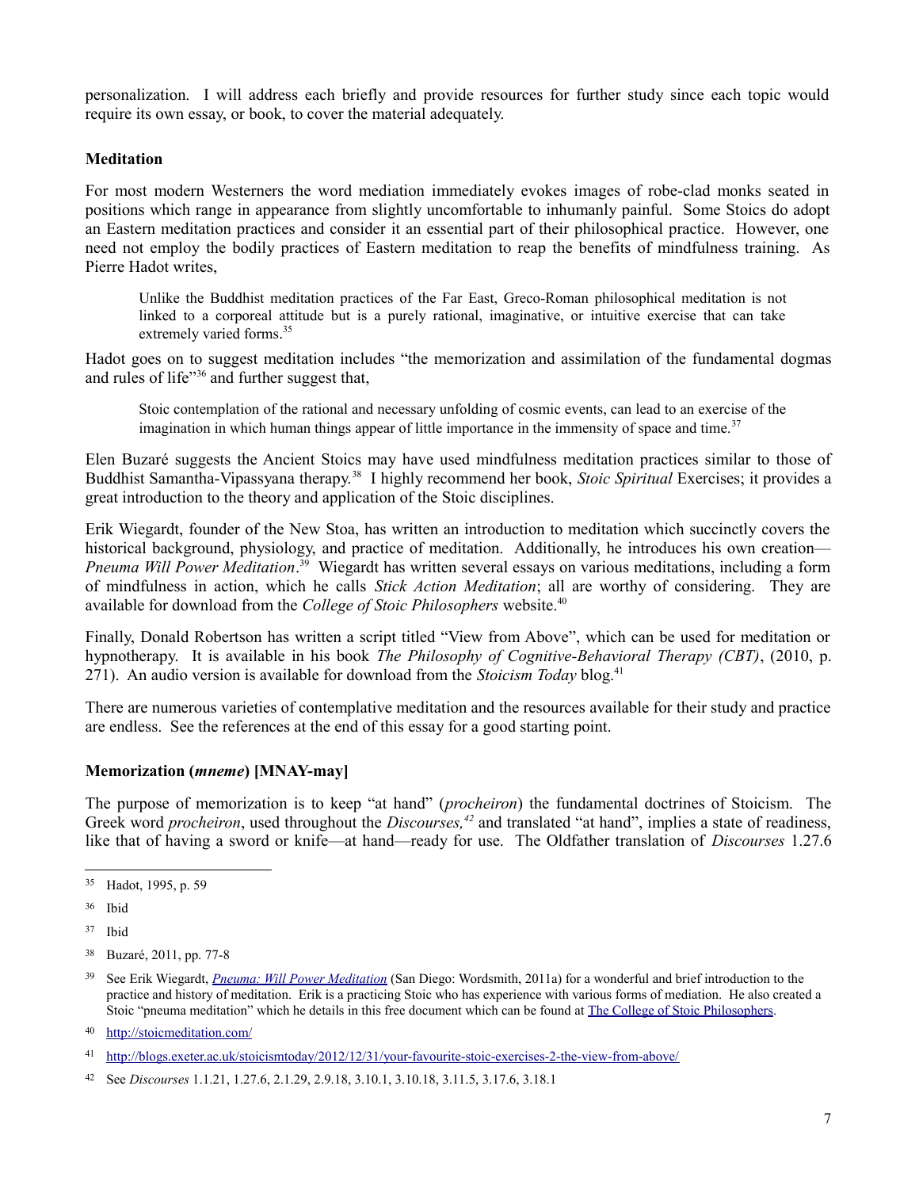personalization. I will address each briefly and provide resources for further study since each topic would require its own essay, or book, to cover the material adequately.

### Meditation

For most modern Westerners the word mediation immediately evokes images of robe-clad monks seated in positions which range in appearance from slightly uncomfortable to inhumanly painful. Some Stoics do adopt an Eastern meditation practices and consider it an essential part of their philosophical practice. However, one need not employ the bodily practices of Eastern meditation to reap the benefits of mindfulness training. As Pierre Hadot writes,

> Unlike the Buddhist meditation practices of the Far East, Greco-Roman philosophical meditation is not linked to a corporeal attitude but is a purely rational, imaginative, or intuitive exercise that can take extremely varied forms.[35]

Hadot goes on to suggest meditation includes "the memorization and assimilation of the fundamental dogmas and rules of life"[36] and further suggest that,

> Stoic contemplation of the rational and necessary unfolding of cosmic events, can lead to an exercise of the imagination in which human things appear of little importance in the immensity of space and time.[37]

Elen Buzaré suggests the Ancient Stoics may have used mindfulness meditation practices similar to those of Buddhist Samantha-Vipassyana therapy.[38] I highly recommend her book, *Stoic Spiritual* Exercises; it provides a great introduction to the theory and application of the Stoic disciplines.

Erik Wiegardt, founder of the New Stoa, has written an introduction to meditation which succinctly covers the historical background, physiology, and practice of meditation. Additionally, he introduces his own creation—*Pneuma Will Power Meditation*.[39] Wiegardt has written several essays on various meditations, including a form of mindfulness in action, which he calls *Stick Action Meditation*; all are worthy of considering. They are available for download from the *College of Stoic Philosophers* website.[40]

Finally, Donald Robertson has written a script titled "View from Above", which can be used for meditation or hypnotherapy. It is available in his book *The Philosophy of Cognitive-Behavioral Therapy (CBT)*, (2010, p. 271). An audio version is available for download from the *Stoicism Today* blog.[41]

There are numerous varieties of contemplative meditation and the resources available for their study and practice are endless. See the references at the end of this essay for a good starting point.

### Memorization (*mneme*) [MNAY-may]

The purpose of memorization is to keep "at hand" (*procheiron*) the fundamental doctrines of Stoicism. The Greek word *procheiron*, used throughout the *Discourses,*[42] and translated "at hand", implies a state of readiness, like that of having a sword or knife—at hand—ready for use. The Oldfather translation of *Discourses* 1.27.6

---

[35] Hadot, 1995, p. 59

[36] Ibid

[37] Ibid

[38] Buzaré, 2011, pp. 77-8

[39] See Erik Wiegardt, *Pneuma: Will Power Meditation* (San Diego: Wordsmith, 2011a) for a wonderful and brief introduction to the practice and history of meditation. Erik is a practicing Stoic who has experience with various forms of mediation. He also created a Stoic "pneuma meditation" which he details in this free document which can be found at The College of Stoic Philosophers.

[40] http://stoicmeditation.com/

[41] http://blogs.exeter.ac.uk/stoicismtoday/2012/12/31/your-favourite-stoic-exercises-2-the-view-from-above/

[42] See *Discourses* 1.1.21, 1.27.6, 2.1.29, 2.9.18, 3.10.1, 3.10.18, 3.11.5, 3.17.6, 3.18.1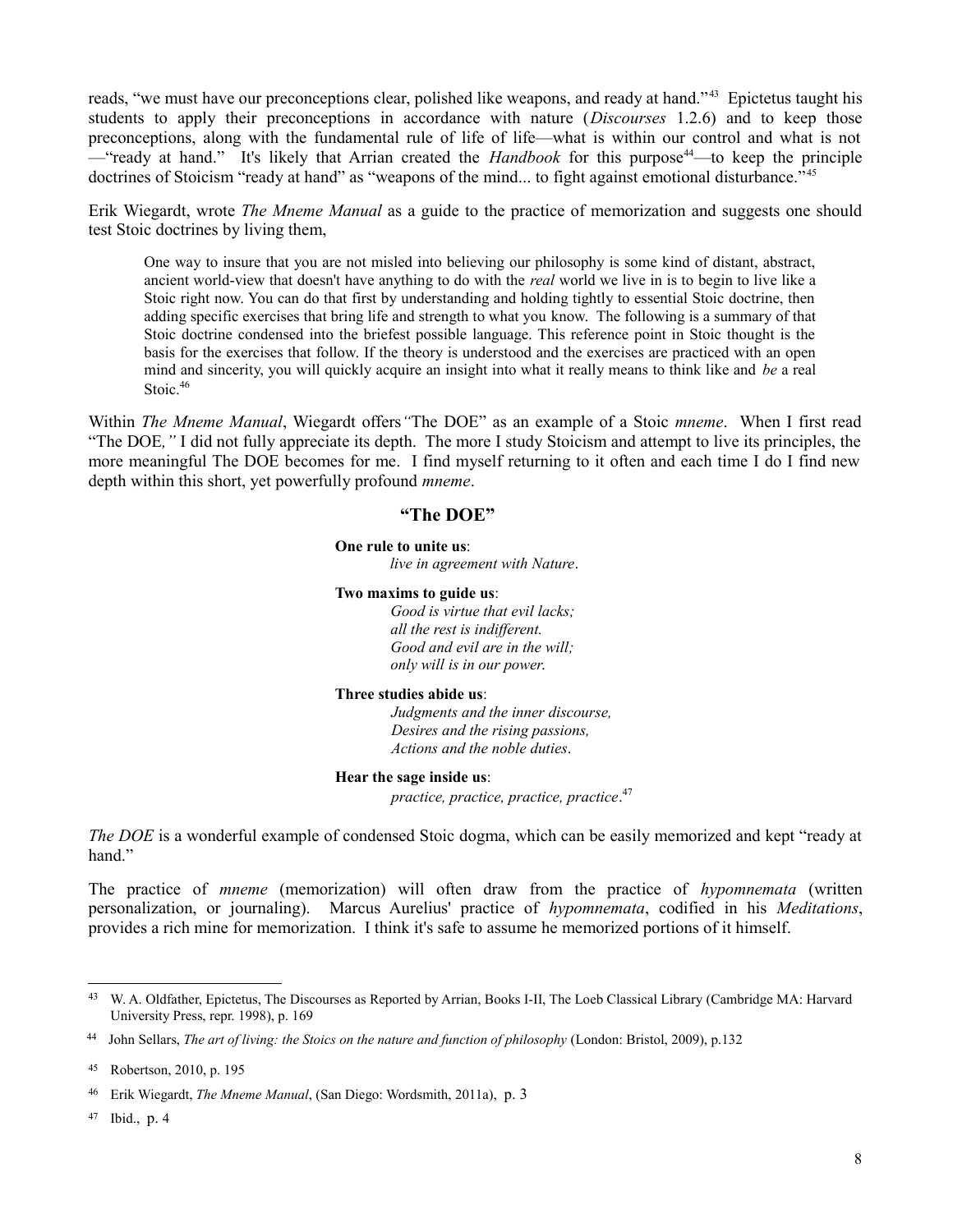reads, "we must have our preconceptions clear, polished like weapons, and ready at hand."[43] Epictetus taught his students to apply their preconceptions in accordance with nature (*Discourses* 1.2.6) and to keep those preconceptions, along with the fundamental rule of life of life—what is within our control and what is not—"ready at hand." It's likely that Arrian created the *Handbook* for this purpose[44]—to keep the principle doctrines of Stoicism "ready at hand" as "weapons of the mind... to fight against emotional disturbance."[45]

Erik Wiegardt, wrote *The Mneme Manual* as a guide to the practice of memorization and suggests one should test Stoic doctrines by living them,

> One way to insure that you are not misled into believing our philosophy is some kind of distant, abstract, ancient world-view that doesn't have anything to do with the *real* world we live in is to begin to live like a Stoic right now. You can do that first by understanding and holding tightly to essential Stoic doctrine, then adding specific exercises that bring life and strength to what you know. The following is a summary of that Stoic doctrine condensed into the briefest possible language. This reference point in Stoic thought is the basis for the exercises that follow. If the theory is understood and the exercises are practiced with an open mind and sincerity, you will quickly acquire an insight into what it really means to think like and *be* a real Stoic.[46]

Within *The Mneme Manual*, Wiegardt offers "The DOE" as an example of a Stoic *mneme*. When I first read "The DOE," I did not fully appreciate its depth. The more I study Stoicism and attempt to live its principles, the more meaningful The DOE becomes for me. I find myself returning to it often and each time I do I find new depth within this short, yet powerfully profound *mneme*.

### "The DOE"

**One rule to unite us**:
*live in agreement with Nature*.

**Two maxims to guide us**:
*Good is virtue that evil lacks;*
*all the rest is indifferent.*
*Good and evil are in the will;*
*only will is in our power.*

**Three studies abide us**:
*Judgments and the inner discourse,*
*Desires and the rising passions,*
*Actions and the noble duties*.

**Hear the sage inside us**:
*practice, practice, practice, practice*.[47]

*The DOE* is a wonderful example of condensed Stoic dogma, which can be easily memorized and kept "ready at hand."

The practice of *mneme* (memorization) will often draw from the practice of *hypomnemata* (written personalization, or journaling). Marcus Aurelius' practice of *hypomnemata*, codified in his *Meditations*, provides a rich mine for memorization. I think it's safe to assume he memorized portions of it himself.

---

[43] W. A. Oldfather, Epictetus, The Discourses as Reported by Arrian, Books I-II, The Loeb Classical Library (Cambridge MA: Harvard University Press, repr. 1998), p. 169

[44] John Sellars, *The art of living: the Stoics on the nature and function of philosophy* (London: Bristol, 2009), p.132

[45] Robertson, 2010, p. 195

[46] Erik Wiegardt, *The Mneme Manual*, (San Diego: Wordsmith, 2011a), p. 3

[47] Ibid., p. 4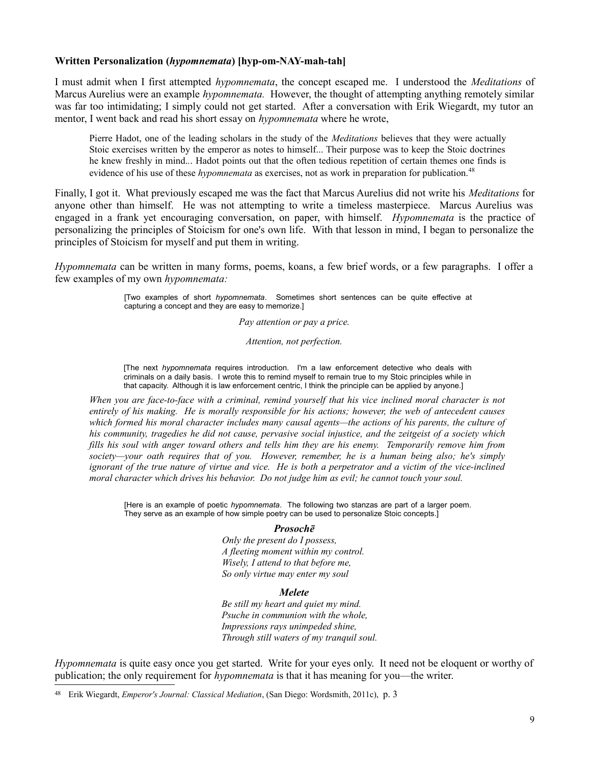**Written Personalization (*hypomnemata*) [hyp-om-NAY-mah-tah]**

I must admit when I first attempted *hypomnemata*, the concept escaped me. I understood the *Meditations* of Marcus Aurelius were an example *hypomnemata.* However, the thought of attempting anything remotely similar was far too intimidating; I simply could not get started. After a conversation with Erik Wiegardt, my tutor an mentor, I went back and read his short essay on *hypomnemata* where he wrote,

> Pierre Hadot, one of the leading scholars in the study of the *Meditations* believes that they were actually Stoic exercises written by the emperor as notes to himself... Their purpose was to keep the Stoic doctrines he knew freshly in mind... Hadot points out that the often tedious repetition of certain themes one finds is evidence of his use of these *hypomnemata* as exercises, not as work in preparation for publication.[48]

Finally, I got it. What previously escaped me was the fact that Marcus Aurelius did not write his *Meditations* for anyone other than himself. He was not attempting to write a timeless masterpiece. Marcus Aurelius was engaged in a frank yet encouraging conversation, on paper, with himself. *Hypomnemata* is the practice of personalizing the principles of Stoicism for one's own life. With that lesson in mind, I began to personalize the principles of Stoicism for myself and put them in writing.

*Hypomnemata* can be written in many forms, poems, koans, a few brief words, or a few paragraphs. I offer a few examples of my own *hypomnemata:*

> [Two examples of short *hypomnemata*. Sometimes short sentences can be quite effective at capturing a concept and they are easy to memorize.]

*Pay attention or pay a price.*

*Attention, not perfection.*

> [The next *hypomnemata* requires introduction. I'm a law enforcement detective who deals with criminals on a daily basis. I wrote this to remind myself to remain true to my Stoic principles while in that capacity. Although it is law enforcement centric, I think the principle can be applied by anyone.]

*When you are face-to-face with a criminal, remind yourself that his vice inclined moral character is not entirely of his making. He is morally responsible for his actions; however, the web of antecedent causes which formed his moral character includes many causal agents—the actions of his parents, the culture of his community, tragedies he did not cause, pervasive social injustice, and the zeitgeist of a society which fills his soul with anger toward others and tells him they are his enemy. Temporarily remove him from society—your oath requires that of you. However, remember, he is a human being also; he's simply ignorant of the true nature of virtue and vice. He is both a perpetrator and a victim of the vice-inclined moral character which drives his behavior. Do not judge him as evil; he cannot touch your soul.*

> [Here is an example of poetic *hypomnemata*. The following two stanzas are part of a larger poem. They serve as an example of how simple poetry can be used to personalize Stoic concepts.]

***Prosochē***

*Only the present do I possess,*
*A fleeting moment within my control.*
*Wisely, I attend to that before me,*
*So only virtue may enter my soul*

***Melete***

*Be still my heart and quiet my mind.*
*Psuche in communion with the whole,*
*Impressions rays unimpeded shine,*
*Through still waters of my tranquil soul.*

*Hypomnemata* is quite easy once you get started. Write for your eyes only. It need not be eloquent or worthy of publication; the only requirement for *hypomnemata* is that it has meaning for you—the writer.

---

[48] Erik Wiegardt, *Emperor's Journal: Classical Mediation*, (San Diego: Wordsmith, 2011c), p. 3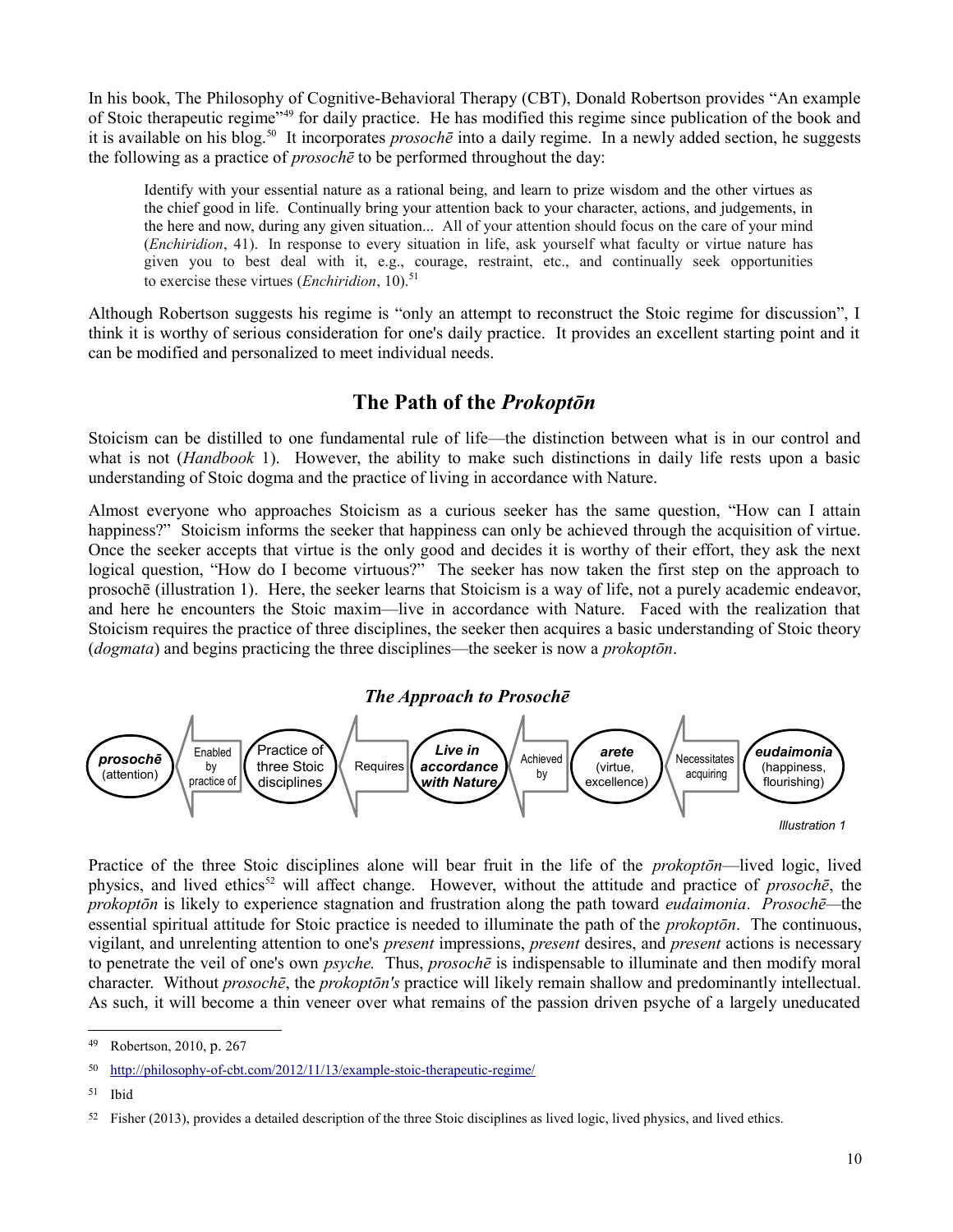In his book, The Philosophy of Cognitive-Behavioral Therapy (CBT), Donald Robertson provides "An example of Stoic therapeutic regime"[49] for daily practice. He has modified this regime since publication of the book and it is available on his blog.[50] It incorporates *prosochē* into a daily regime. In a newly added section, he suggests the following as a practice of *prosochē* to be performed throughout the day:

> Identify with your essential nature as a rational being, and learn to prize wisdom and the other virtues as the chief good in life. Continually bring your attention back to your character, actions, and judgements, in the here and now, during any given situation... All of your attention should focus on the care of your mind (*Enchiridion*, 41). In response to every situation in life, ask yourself what faculty or virtue nature has given you to best deal with it, e.g., courage, restraint, etc., and continually seek opportunities to exercise these virtues (*Enchiridion*, 10).[51]

Although Robertson suggests his regime is "only an attempt to reconstruct the Stoic regime for discussion", I think it is worthy of serious consideration for one's daily practice. It provides an excellent starting point and it can be modified and personalized to meet individual needs.

## The Path of the *Prokoptōn*

Stoicism can be distilled to one fundamental rule of life—the distinction between what is in our control and what is not (*Handbook* 1). However, the ability to make such distinctions in daily life rests upon a basic understanding of Stoic dogma and the practice of living in accordance with Nature.

Almost everyone who approaches Stoicism as a curious seeker has the same question, "How can I attain happiness?" Stoicism informs the seeker that happiness can only be achieved through the acquisition of virtue. Once the seeker accepts that virtue is the only good and decides it is worthy of their effort, they ask the next logical question, "How do I become virtuous?" The seeker has now taken the first step on the approach to prosochē (illustration 1). Here, the seeker learns that Stoicism is a way of life, not a purely academic endeavor, and here he encounters the Stoic maxim—live in accordance with Nature. Faced with the realization that Stoicism requires the practice of three disciplines, the seeker then acquires a basic understanding of Stoic theory (*dogmata*) and begins practicing the three disciplines—the seeker is now a *prokoptōn*.

***The Approach to Prosochē***

***prosochē*** (attention) ← Enabled by practice of ← Practice of three Stoic disciplines ← Requires ← ***Live in accordance with Nature*** ← Achieved by ← ***arete*** (virtue, excellence) ← Necessitates acquiring ← ***eudaimonia*** (happiness, flourishing)

*Illustration 1*

Practice of the three Stoic disciplines alone will bear fruit in the life of the *prokoptōn*—lived logic, lived physics, and lived ethics[52] will affect change. However, without the attitude and practice of *prosochē*, the *prokoptōn* is likely to experience stagnation and frustration along the path toward *eudaimonia*. *Prosochē*—the essential spiritual attitude for Stoic practice is needed to illuminate the path of the *prokoptōn*. The continuous, vigilant, and unrelenting attention to one's *present* impressions, *present* desires, and *present* actions is necessary to penetrate the veil of one's own *psyche.* Thus, *prosochē* is indispensable to illuminate and then modify moral character. Without *prosochē*, the *prokoptōn's* practice will likely remain shallow and predominantly intellectual. As such, it will become a thin veneer over what remains of the passion driven psyche of a largely uneducated

---

[49] Robertson, 2010, p. 267

[50] http://philosophy-of-cbt.com/2012/11/13/example-stoic-therapeutic-regime/

[51] Ibid

[52] Fisher (2013), provides a detailed description of the three Stoic disciplines as lived logic, lived physics, and lived ethics.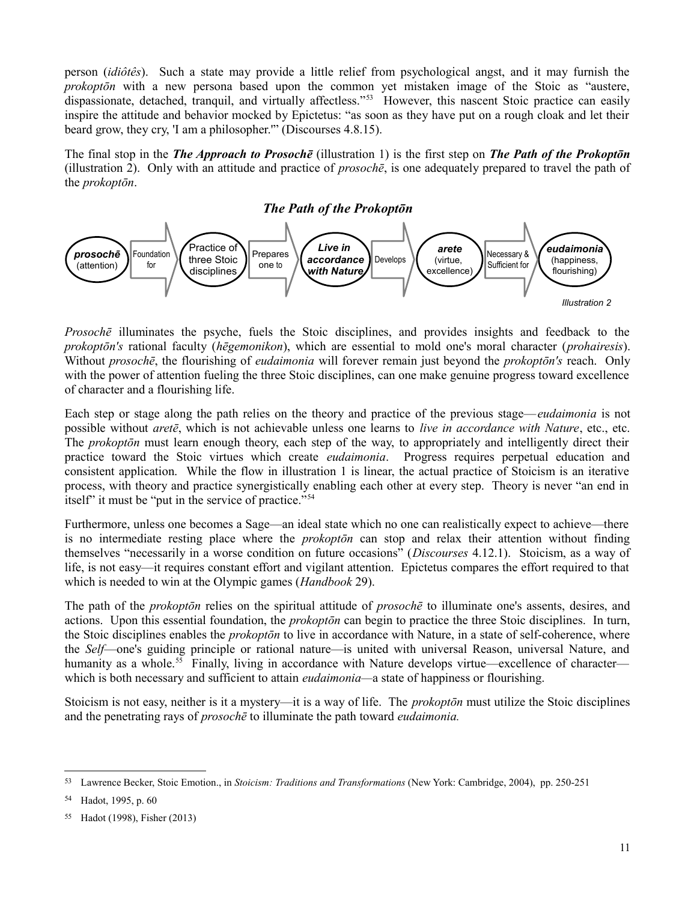person (*idiôtês*). Such a state may provide a little relief from psychological angst, and it may furnish the *prokoptōn* with a new persona based upon the common yet mistaken image of the Stoic as "austere, dispassionate, detached, tranquil, and virtually affectless."[53] However, this nascent Stoic practice can easily inspire the attitude and behavior mocked by Epictetus: "as soon as they have put on a rough cloak and let their beard grow, they cry, 'I am a philosopher.'" (Discourses 4.8.15).

The final stop in the ***The Approach to Prosochē*** (illustration 1) is the first step on ***The Path of the Prokoptōn*** (illustration 2). Only with an attitude and practice of *prosochē*, is one adequately prepared to travel the path of the *prokoptōn*.

### *The Path of the Prokoptōn*

***prosochē*** (attention) → Foundation for → Practice of three Stoic disciplines → Prepares one to → ***Live in accordance with Nature*** → Develops → ***arete*** (virtue, excellence) → Necessary & Sufficient for → ***eudaimonia*** (happiness, flourishing)

*Illustration 2*

*Prosochē* illuminates the psyche, fuels the Stoic disciplines, and provides insights and feedback to the *prokoptōn's* rational faculty (*hēgemonikon*), which are essential to mold one's moral character (*prohairesis*). Without *prosochē*, the flourishing of *eudaimonia* will forever remain just beyond the *prokoptōn's* reach. Only with the power of attention fueling the three Stoic disciplines, can one make genuine progress toward excellence of character and a flourishing life.

Each step or stage along the path relies on the theory and practice of the previous stage—*eudaimonia* is not possible without *aretē*, which is not achievable unless one learns to *live in accordance with Nature*, etc., etc. The *prokoptōn* must learn enough theory, each step of the way, to appropriately and intelligently direct their practice toward the Stoic virtues which create *eudaimonia*. Progress requires perpetual education and consistent application. While the flow in illustration 1 is linear, the actual practice of Stoicism is an iterative process, with theory and practice synergistically enabling each other at every step. Theory is never "an end in itself" it must be "put in the service of practice."[54]

Furthermore, unless one becomes a Sage—an ideal state which no one can realistically expect to achieve—there is no intermediate resting place where the *prokoptōn* can stop and relax their attention without finding themselves "necessarily in a worse condition on future occasions" (*Discourses* 4.12.1). Stoicism, as a way of life, is not easy—it requires constant effort and vigilant attention. Epictetus compares the effort required to that which is needed to win at the Olympic games (*Handbook* 29).

The path of the *prokoptōn* relies on the spiritual attitude of *prosochē* to illuminate one's assents, desires, and actions. Upon this essential foundation, the *prokoptōn* can begin to practice the three Stoic disciplines. In turn, the Stoic disciplines enables the *prokoptōn* to live in accordance with Nature, in a state of self-coherence, where the *Self*—one's guiding principle or rational nature—is united with universal Reason, universal Nature, and humanity as a whole.[55] Finally, living in accordance with Nature develops virtue—excellence of character—which is both necessary and sufficient to attain *eudaimonia*—a state of happiness or flourishing.

Stoicism is not easy, neither is it a mystery—it is a way of life. The *prokoptōn* must utilize the Stoic disciplines and the penetrating rays of *prosochē* to illuminate the path toward *eudaimonia.*

---

[53] Lawrence Becker, Stoic Emotion., in *Stoicism: Traditions and Transformations* (New York: Cambridge, 2004), pp. 250-251

[54] Hadot, 1995, p. 60

[55] Hadot (1998), Fisher (2013)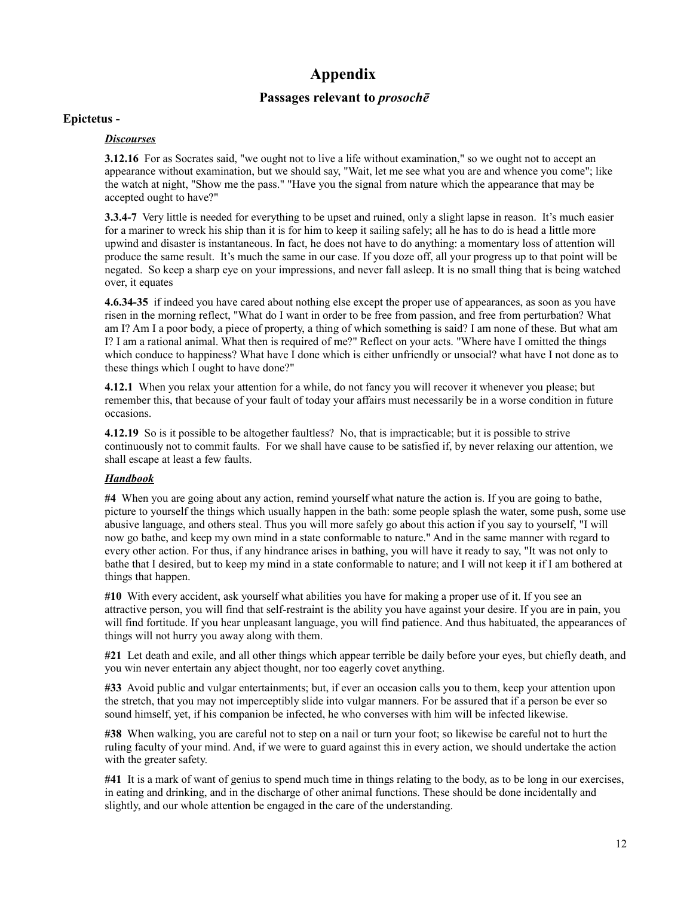# Appendix

## Passages relevant to *prosochē*

### Epictetus -

***Discourses***

**3.12.16** For as Socrates said, "we ought not to live a life without examination," so we ought not to accept an appearance without examination, but we should say, "Wait, let me see what you are and whence you come"; like the watch at night, "Show me the pass." "Have you the signal from nature which the appearance that may be accepted ought to have?"

**3.3.4-7** Very little is needed for everything to be upset and ruined, only a slight lapse in reason. It's much easier for a mariner to wreck his ship than it is for him to keep it sailing safely; all he has to do is head a little more upwind and disaster is instantaneous. In fact, he does not have to do anything: a momentary loss of attention will produce the same result. It's much the same in our case. If you doze off, all your progress up to that point will be negated. So keep a sharp eye on your impressions, and never fall asleep. It is no small thing that is being watched over, it equates

**4.6.34-35** if indeed you have cared about nothing else except the proper use of appearances, as soon as you have risen in the morning reflect, "What do I want in order to be free from passion, and free from perturbation? What am I? Am I a poor body, a piece of property, a thing of which something is said? I am none of these. But what am I? I am a rational animal. What then is required of me?" Reflect on your acts. "Where have I omitted the things which conduce to happiness? What have I done which is either unfriendly or unsocial? what have I not done as to these things which I ought to have done?"

**4.12.1** When you relax your attention for a while, do not fancy you will recover it whenever you please; but remember this, that because of your fault of today your affairs must necessarily be in a worse condition in future occasions.

**4.12.19** So is it possible to be altogether faultless? No, that is impracticable; but it is possible to strive continuously not to commit faults. For we shall have cause to be satisfied if, by never relaxing our attention, we shall escape at least a few faults.

***Handbook***

**#4** When you are going about any action, remind yourself what nature the action is. If you are going to bathe, picture to yourself the things which usually happen in the bath: some people splash the water, some push, some use abusive language, and others steal. Thus you will more safely go about this action if you say to yourself, "I will now go bathe, and keep my own mind in a state conformable to nature." And in the same manner with regard to every other action. For thus, if any hindrance arises in bathing, you will have it ready to say, "It was not only to bathe that I desired, but to keep my mind in a state conformable to nature; and I will not keep it if I am bothered at things that happen.

**#10** With every accident, ask yourself what abilities you have for making a proper use of it. If you see an attractive person, you will find that self-restraint is the ability you have against your desire. If you are in pain, you will find fortitude. If you hear unpleasant language, you will find patience. And thus habituated, the appearances of things will not hurry you away along with them.

**#21** Let death and exile, and all other things which appear terrible be daily before your eyes, but chiefly death, and you win never entertain any abject thought, nor too eagerly covet anything.

**#33** Avoid public and vulgar entertainments; but, if ever an occasion calls you to them, keep your attention upon the stretch, that you may not imperceptibly slide into vulgar manners. For be assured that if a person be ever so sound himself, yet, if his companion be infected, he who converses with him will be infected likewise.

**#38** When walking, you are careful not to step on a nail or turn your foot; so likewise be careful not to hurt the ruling faculty of your mind. And, if we were to guard against this in every action, we should undertake the action with the greater safety.

**#41** It is a mark of want of genius to spend much time in things relating to the body, as to be long in our exercises, in eating and drinking, and in the discharge of other animal functions. These should be done incidentally and slightly, and our whole attention be engaged in the care of the understanding.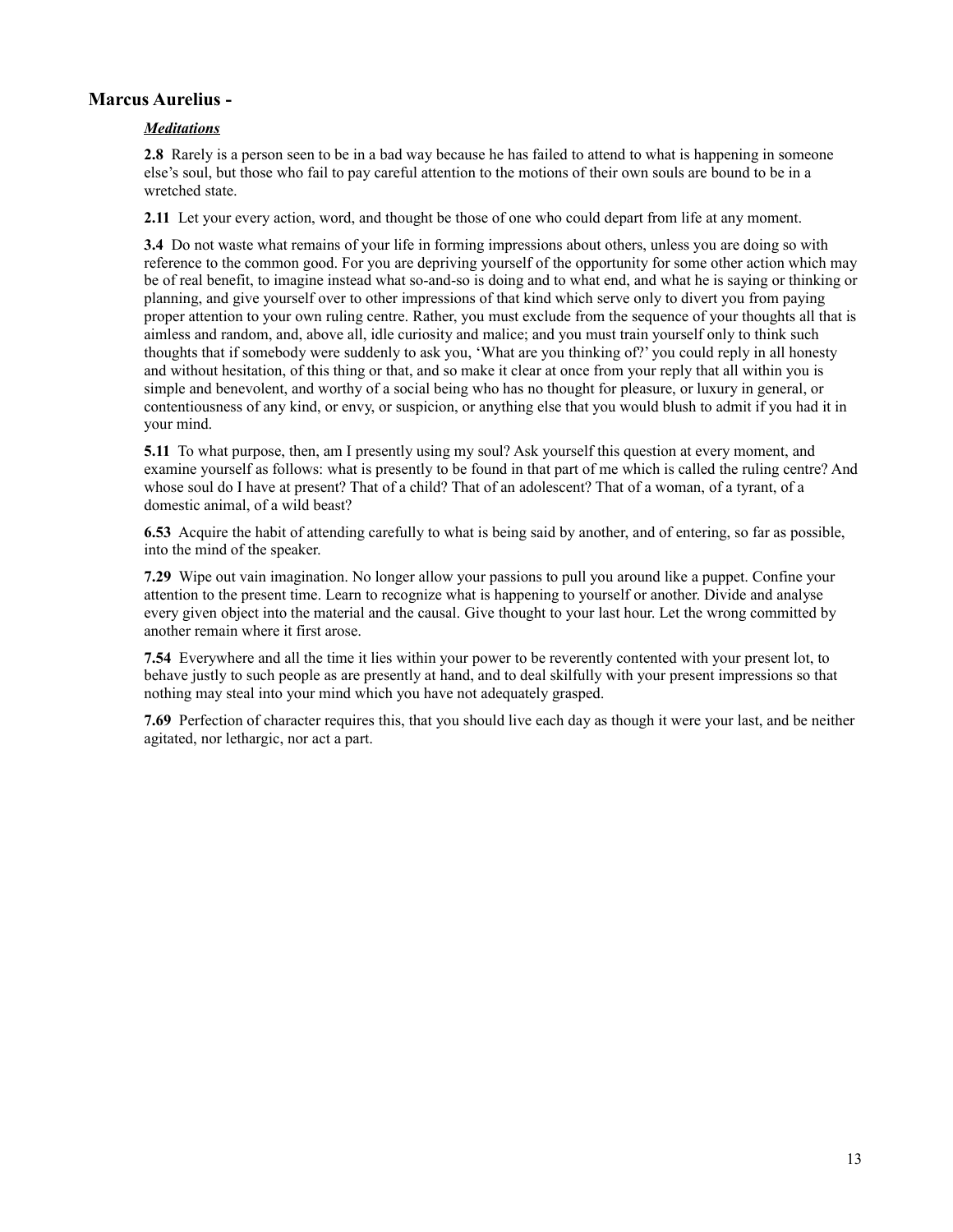## Marcus Aurelius -

***Meditations***

**2.8** Rarely is a person seen to be in a bad way because he has failed to attend to what is happening in someone else's soul, but those who fail to pay careful attention to the motions of their own souls are bound to be in a wretched state.

**2.11** Let your every action, word, and thought be those of one who could depart from life at any moment.

**3.4** Do not waste what remains of your life in forming impressions about others, unless you are doing so with reference to the common good. For you are depriving yourself of the opportunity for some other action which may be of real benefit, to imagine instead what so-and-so is doing and to what end, and what he is saying or thinking or planning, and give yourself over to other impressions of that kind which serve only to divert you from paying proper attention to your own ruling centre. Rather, you must exclude from the sequence of your thoughts all that is aimless and random, and, above all, idle curiosity and malice; and you must train yourself only to think such thoughts that if somebody were suddenly to ask you, 'What are you thinking of?' you could reply in all honesty and without hesitation, of this thing or that, and so make it clear at once from your reply that all within you is simple and benevolent, and worthy of a social being who has no thought for pleasure, or luxury in general, or contentiousness of any kind, or envy, or suspicion, or anything else that you would blush to admit if you had it in your mind.

**5.11** To what purpose, then, am I presently using my soul? Ask yourself this question at every moment, and examine yourself as follows: what is presently to be found in that part of me which is called the ruling centre? And whose soul do I have at present? That of a child? That of an adolescent? That of a woman, of a tyrant, of a domestic animal, of a wild beast?

**6.53** Acquire the habit of attending carefully to what is being said by another, and of entering, so far as possible, into the mind of the speaker.

**7.29** Wipe out vain imagination. No longer allow your passions to pull you around like a puppet. Confine your attention to the present time. Learn to recognize what is happening to yourself or another. Divide and analyse every given object into the material and the causal. Give thought to your last hour. Let the wrong committed by another remain where it first arose.

**7.54** Everywhere and all the time it lies within your power to be reverently contented with your present lot, to behave justly to such people as are presently at hand, and to deal skilfully with your present impressions so that nothing may steal into your mind which you have not adequately grasped.

**7.69** Perfection of character requires this, that you should live each day as though it were your last, and be neither agitated, nor lethargic, nor act a part.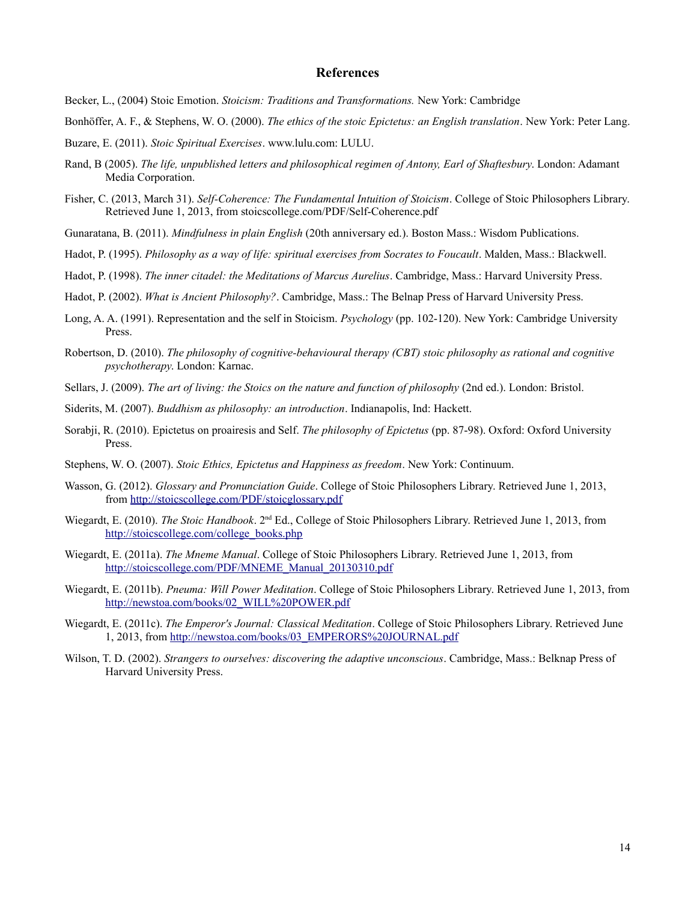## References

Becker, L., (2004) Stoic Emotion. *Stoicism: Traditions and Transformations.* New York: Cambridge

Bonhöffer, A. F., & Stephens, W. O. (2000). *The ethics of the stoic Epictetus: an English translation*. New York: Peter Lang.

Buzare, E. (2011). *Stoic Spiritual Exercises*. www.lulu.com: LULU.

Rand, B (2005). *The life, unpublished letters and philosophical regimen of Antony, Earl of Shaftesbury*. London: Adamant Media Corporation.

Fisher, C. (2013, March 31). *Self-Coherence: The Fundamental Intuition of Stoicism*. College of Stoic Philosophers Library. Retrieved June 1, 2013, from stoicscollege.com/PDF/Self-Coherence.pdf

Gunaratana, B. (2011). *Mindfulness in plain English* (20th anniversary ed.). Boston Mass.: Wisdom Publications.

Hadot, P. (1995). *Philosophy as a way of life: spiritual exercises from Socrates to Foucault*. Malden, Mass.: Blackwell.

Hadot, P. (1998). *The inner citadel: the Meditations of Marcus Aurelius*. Cambridge, Mass.: Harvard University Press.

Hadot, P. (2002). *What is Ancient Philosophy?*. Cambridge, Mass.: The Belnap Press of Harvard University Press.

Long, A. A. (1991). Representation and the self in Stoicism. *Psychology* (pp. 102-120). New York: Cambridge University Press.

Robertson, D. (2010). *The philosophy of cognitive-behavioural therapy (CBT) stoic philosophy as rational and cognitive psychotherapy*. London: Karnac.

Sellars, J. (2009). *The art of living: the Stoics on the nature and function of philosophy* (2nd ed.). London: Bristol.

Siderits, M. (2007). *Buddhism as philosophy: an introduction*. Indianapolis, Ind: Hackett.

Sorabji, R. (2010). Epictetus on proairesis and Self. *The philosophy of Epictetus* (pp. 87-98). Oxford: Oxford University Press.

Stephens, W. O. (2007). *Stoic Ethics, Epictetus and Happiness as freedom*. New York: Continuum.

Wasson, G. (2012). *Glossary and Pronunciation Guide*. College of Stoic Philosophers Library. Retrieved June 1, 2013, from http://stoicscollege.com/PDF/stoicglossary.pdf

Wiegardt, E. (2010). *The Stoic Handbook*. 2nd Ed., College of Stoic Philosophers Library. Retrieved June 1, 2013, from http://stoicscollege.com/college_books.php

Wiegardt, E. (2011a). *The Mneme Manual*. College of Stoic Philosophers Library. Retrieved June 1, 2013, from http://stoicscollege.com/PDF/MNEME_Manual_20130310.pdf

Wiegardt, E. (2011b). *Pneuma: Will Power Meditation*. College of Stoic Philosophers Library. Retrieved June 1, 2013, from http://newstoa.com/books/02_WILL%20POWER.pdf

Wiegardt, E. (2011c). *The Emperor's Journal: Classical Meditation*. College of Stoic Philosophers Library. Retrieved June 1, 2013, from http://newstoa.com/books/03_EMPERORS%20JOURNAL.pdf

Wilson, T. D. (2002). *Strangers to ourselves: discovering the adaptive unconscious*. Cambridge, Mass.: Belknap Press of Harvard University Press.